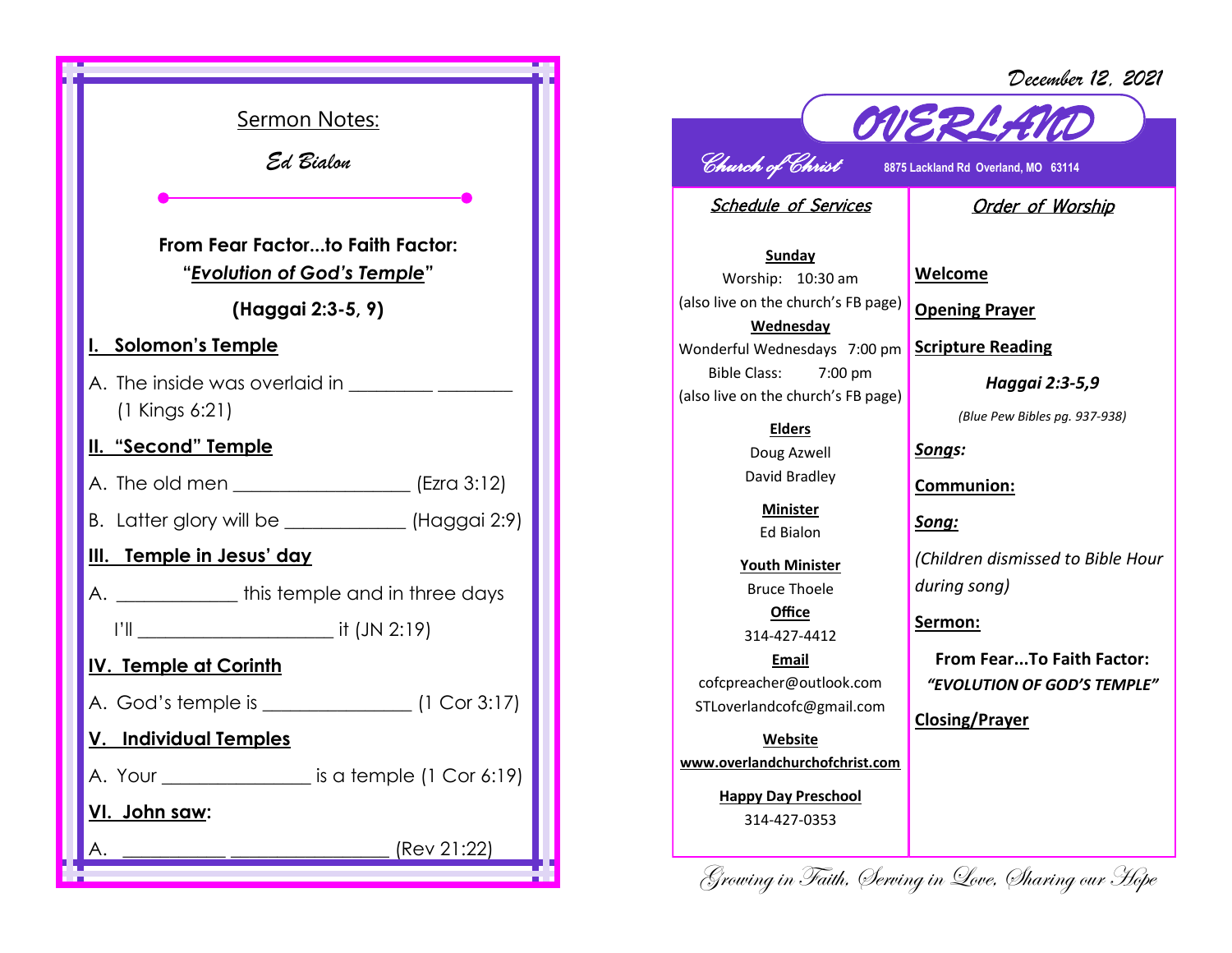## Sermon Notes:

*Ed Bialon*

**From Fear Factor...to Faith Factor:**
**"*Evolution of God's Temple*"**

**(Haggai 2:3-5, 9)**

### I. Solomon's Temple

A. The inside was overlaid in _________ ________ (1 Kings 6:21)

### II. "Second" Temple

A. The old men _________________ (Ezra 3:12)

B. Latter glory will be ____________ (Haggai 2:9)

### III. Temple in Jesus' day

A. ____________ this temple and in three days I'll ____________________ it (JN 2:19)

### IV. Temple at Corinth

A. God's temple is _______________ (1 Cor 3:17)

### V. Individual Temples

A. Your _______________ is a temple (1 Cor 6:19)

### VI. John saw:

A. __________ ________________ (Rev 21:22)

---

December 12, 2021

# OVERLAND

*Church of Christ*

8875 Lackland Rd Overland, MO 63114

## Schedule of Services

**Sunday**
Worship: 10:30 am
(also live on the church's FB page)

**Wednesday**
Wonderful Wednesdays 7:00 pm
Bible Class: 7:00 pm
(also live on the church's FB page)

**Elders**
Doug Azwell
David Bradley

**Minister**
Ed Bialon

**Youth Minister**
Bruce Thoele

**Office**
314-427-4412

**Email**
cofcpreacher@outlook.com
STLoverlandcofc@gmail.com

**Website**
**www.overlandchurchofchrist.com**

**Happy Day Preschool**
314-427-0353

## Order of Worship

**Welcome**

**Opening Prayer**

**Scripture Reading**

***Haggai 2:3-5,9***

*(Blue Pew Bibles pg. 937-938)*

***Songs:***

**Communion:**

***Song:***

*(Children dismissed to Bible Hour during song)*

**Sermon:**

**From Fear...To Faith Factor:**
***"EVOLUTION OF GOD'S TEMPLE"***

**Closing/Prayer**

*Growing in Faith, Serving in Love, Sharing our Hope*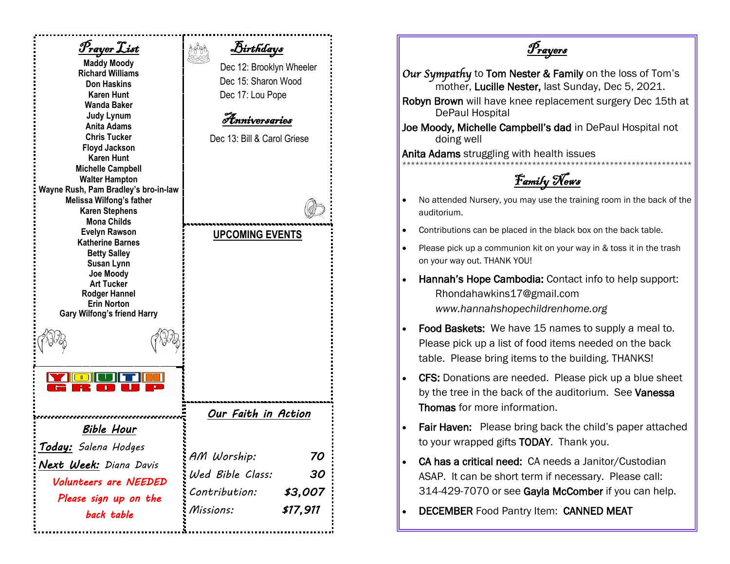## Prayer List

Maddy Moody
Richard Williams
Don Haskins
Karen Hunt
Wanda Baker
Judy Lynum
Anita Adams
Chris Tucker
Floyd Jackson
Karen Hunt
Michelle Campbell
Walter Hampton
Wayne Rush, Pam Bradley's bro-in-law
Melissa Wilfong's father
Karen Stephens
Mona Childs
Evelyn Rawson
Katherine Barnes
Betty Salley
Susan Lynn
Joe Moody
Art Tucker
Rodger Hannel
Erin Norton
Gary Wilfong's friend Harry

## YOUTH GROUP

## Bible Hour

***Today:*** *Salena Hodges*

***Next Week:*** *Diana Davis*

*Volunteers are NEEDED*
*Please sign up on the back table*

## Birthdays

Dec 12: Brooklyn Wheeler
Dec 15: Sharon Wood
Dec 17: Lou Pope

## Anniversaries

Dec 13: Bill & Carol Griese

## UPCOMING EVENTS

## Our Faith in Action

| | |
|---|---|
| *AM Worship:* | *70* |
| *Wed Bible Class:* | *30* |
| *Contribution:* | *$3,007* |
| *Missions:* | *$17,911* |

## Prayers

*Our Sympathy* to Tom Nester & Family on the loss of Tom's mother, Lucille Nester, last Sunday, Dec 5, 2021.

Robyn Brown will have knee replacement surgery Dec 15th at DePaul Hospital

Joe Moody, Michelle Campbell's dad in DePaul Hospital not doing well

Anita Adams struggling with health issues

## Family News

- No attended Nursery, you may use the training room in the back of the auditorium.
- Contributions can be placed in the black box on the back table.
- Please pick up a communion kit on your way in & toss it in the trash on your way out. THANK YOU!
- Hannah's Hope Cambodia: Contact info to help support: Rhondahawkins17@gmail.com *www.hannahshopechildrenhome.org*
- Food Baskets: We have 15 names to supply a meal to. Please pick up a list of food items needed on the back table. Please bring items to the building. THANKS!
- CFS: Donations are needed. Please pick up a blue sheet by the tree in the back of the auditorium. See Vanessa Thomas for more information.
- Fair Haven: Please bring back the child's paper attached to your wrapped gifts TODAY. Thank you.
- CA has a critical need: CA needs a Janitor/Custodian ASAP. It can be short term if necessary. Please call: 314-429-7070 or see Gayla McComber if you can help.
- DECEMBER Food Pantry Item: CANNED MEAT